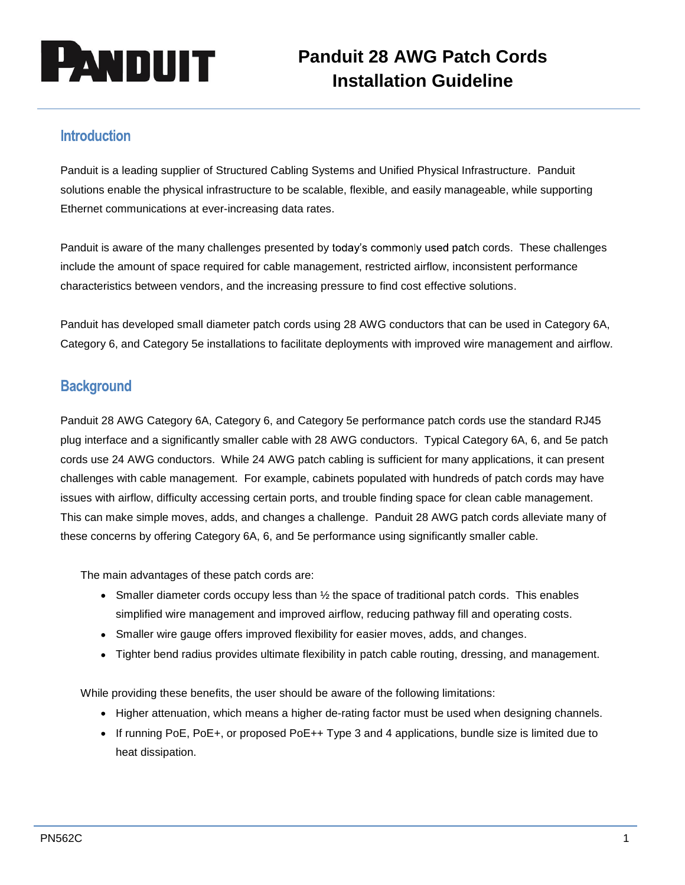# Panduit 28 AWG Patch Cords Installation Guideline

## Introduction

Panduit is a leading supplier of Structured Cabling Systems and Unified Physical Infrastructure. Panduit solutions enable the physical infrastructure to be scalable, flexible, and easily manageable, while supporting Ethernet communications at ever-increasing data rates.

Panduit is aware of the many challenges presented by today's commonly used patch cords. These challenges include the amount of space required for cable management, restricted airflow, inconsistent performance characteristics between vendors, and the increasing pressure to find cost effective solutions.

Panduit has developed small diameter patch cords using 28 AWG conductors that can be used in Category 6A, Category 6, and Category 5e installations to facilitate deployments with improved wire management and airflow.

## Background

Panduit 28 AWG Category 6A, Category 6, and Category 5e performance patch cords use the standard RJ45 plug interface and a significantly smaller cable with 28 AWG conductors. Typical Category 6A, 6, and 5e patch cords use 24 AWG conductors. While 24 AWG patch cabling is sufficient for many applications, it can present challenges with cable management. For example, cabinets populated with hundreds of patch cords may have issues with airflow, difficulty accessing certain ports, and trouble finding space for clean cable management. This can make simple moves, adds, and changes a challenge. Panduit 28 AWG patch cords alleviate many of these concerns by offering Category 6A, 6, and 5e performance using significantly smaller cable.

The main advantages of these patch cords are:

- Smaller diameter cords occupy less than ½ the space of traditional patch cords. This enables simplified wire management and improved airflow, reducing pathway fill and operating costs.
- Smaller wire gauge offers improved flexibility for easier moves, adds, and changes.
- Tighter bend radius provides ultimate flexibility in patch cable routing, dressing, and management.

While providing these benefits, the user should be aware of the following limitations:

- Higher attenuation, which means a higher de-rating factor must be used when designing channels.
- If running PoE, PoE+, or proposed PoE++ Type 3 and 4 applications, bundle size is limited due to heat dissipation.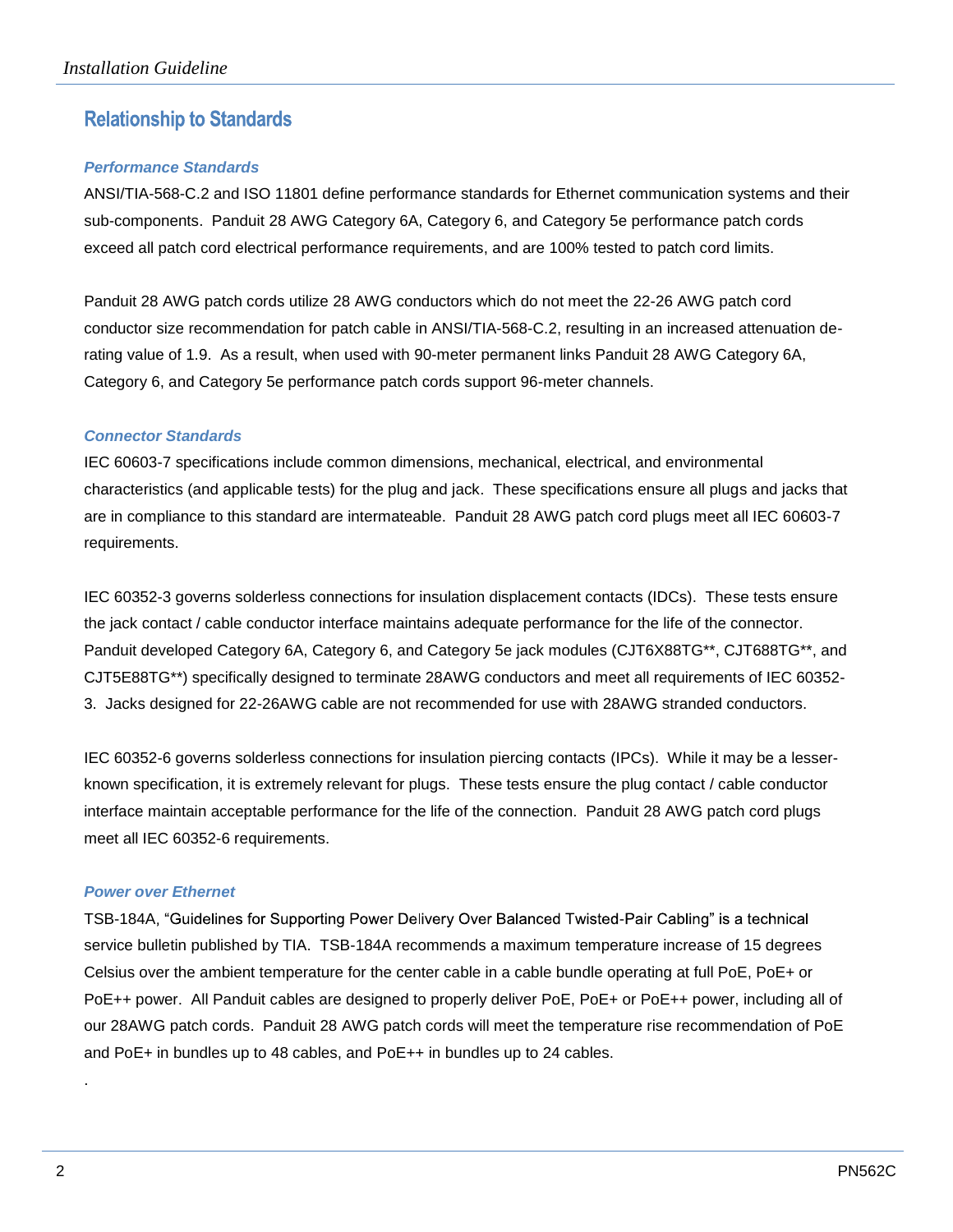## Relationship to Standards

### *Performance Standards*

ANSI/TIA-568-C.2 and ISO 11801 define performance standards for Ethernet communication systems and their sub-components. Panduit 28 AWG Category 6A, Category 6, and Category 5e performance patch cords exceed all patch cord electrical performance requirements, and are 100% tested to patch cord limits.

Panduit 28 AWG patch cords utilize 28 AWG conductors which do not meet the 22-26 AWG patch cord conductor size recommendation for patch cable in ANSI/TIA-568-C.2, resulting in an increased attenuation de-rating value of 1.9. As a result, when used with 90-meter permanent links Panduit 28 AWG Category 6A, Category 6, and Category 5e performance patch cords support 96-meter channels.

### *Connector Standards*

IEC 60603-7 specifications include common dimensions, mechanical, electrical, and environmental characteristics (and applicable tests) for the plug and jack. These specifications ensure all plugs and jacks that are in compliance to this standard are intermateable. Panduit 28 AWG patch cord plugs meet all IEC 60603-7 requirements.

IEC 60352-3 governs solderless connections for insulation displacement contacts (IDCs). These tests ensure the jack contact / cable conductor interface maintains adequate performance for the life of the connector. Panduit developed Category 6A, Category 6, and Category 5e jack modules (CJT6X88TG**, CJT688TG**, and CJT5E88TG**) specifically designed to terminate 28AWG conductors and meet all requirements of IEC 60352-3. Jacks designed for 22-26AWG cable are not recommended for use with 28AWG stranded conductors.

IEC 60352-6 governs solderless connections for insulation piercing contacts (IPCs). While it may be a lesser-known specification, it is extremely relevant for plugs. These tests ensure the plug contact / cable conductor interface maintain acceptable performance for the life of the connection. Panduit 28 AWG patch cord plugs meet all IEC 60352-6 requirements.

### *Power over Ethernet*

TSB-184A, "Guidelines for Supporting Power Delivery Over Balanced Twisted-Pair Cabling" is a technical service bulletin published by TIA. TSB-184A recommends a maximum temperature increase of 15 degrees Celsius over the ambient temperature for the center cable in a cable bundle operating at full PoE, PoE+ or PoE++ power. All Panduit cables are designed to properly deliver PoE, PoE+ or PoE++ power, including all of our 28AWG patch cords. Panduit 28 AWG patch cords will meet the temperature rise recommendation of PoE and PoE+ in bundles up to 48 cables, and PoE++ in bundles up to 24 cables.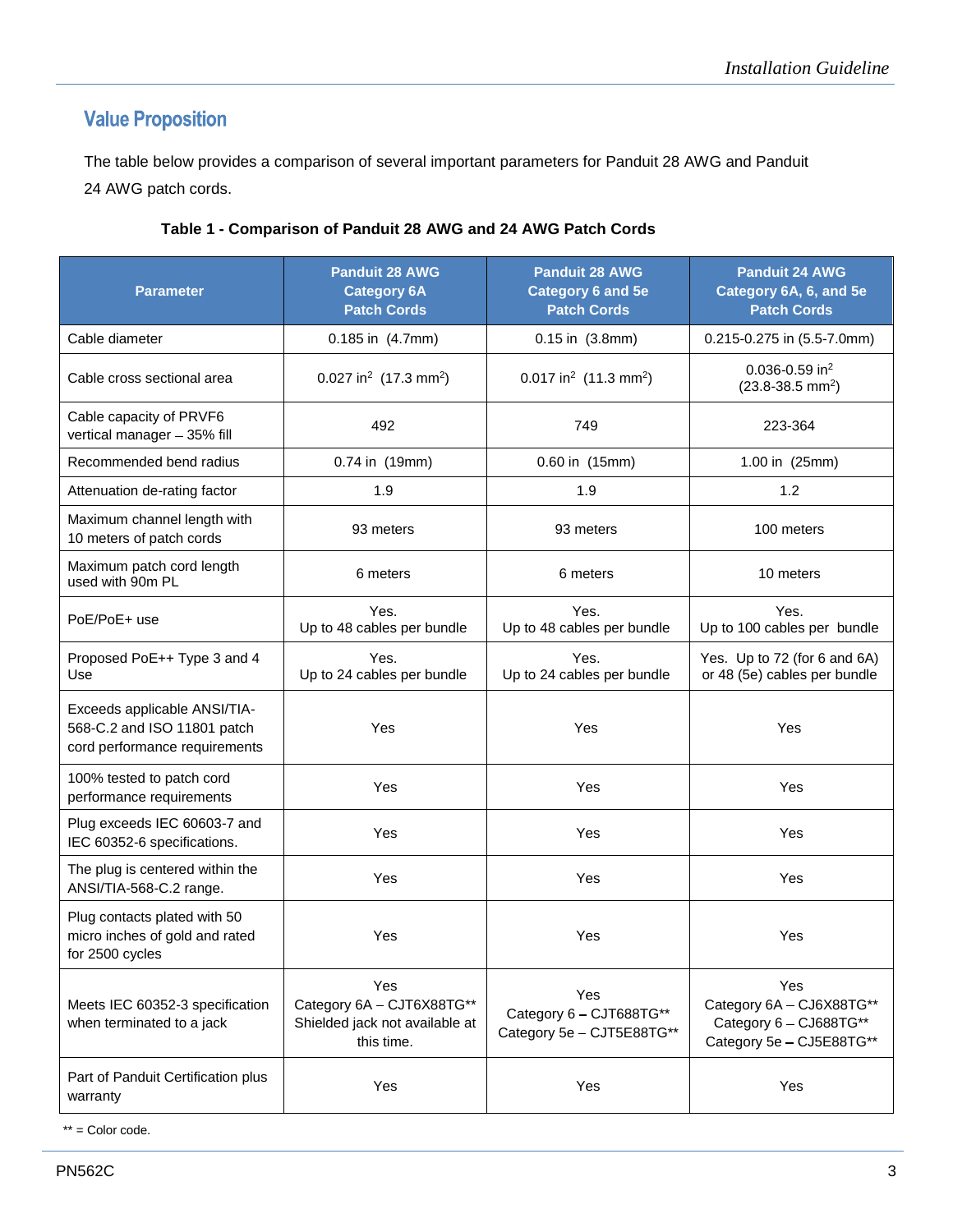## Value Proposition

The table below provides a comparison of several important parameters for Panduit 28 AWG and Panduit 24 AWG patch cords.

**Table 1 - Comparison of Panduit 28 AWG and 24 AWG Patch Cords**

| Parameter | Panduit 28 AWG Category 6A Patch Cords | Panduit 28 AWG Category 6 and 5e Patch Cords | Panduit 24 AWG Category 6A, 6, and 5e Patch Cords |
|---|---|---|---|
| Cable diameter | 0.185 in (4.7mm) | 0.15 in (3.8mm) | 0.215-0.275 in (5.5-7.0mm) |
| Cable cross sectional area | 0.027 $in^2$ (17.3 $mm^2$) | 0.017 $in^2$ (11.3 $mm^2$) | 0.036-0.59 $in^2$ (23.8-38.5 $mm^2$) |
| Cable capacity of PRVF6 vertical manager – 35% fill | 492 | 749 | 223-364 |
| Recommended bend radius | 0.74 in (19mm) | 0.60 in (15mm) | 1.00 in (25mm) |
| Attenuation de-rating factor | 1.9 | 1.9 | 1.2 |
| Maximum channel length with 10 meters of patch cords | 93 meters | 93 meters | 100 meters |
| Maximum patch cord length used with 90m PL | 6 meters | 6 meters | 10 meters |
| PoE/PoE+ use | Yes. Up to 48 cables per bundle | Yes. Up to 48 cables per bundle | Yes. Up to 100 cables per bundle |
| Proposed PoE++ Type 3 and 4 Use | Yes. Up to 24 cables per bundle | Yes. Up to 24 cables per bundle | Yes. Up to 72 (for 6 and 6A) or 48 (5e) cables per bundle |
| Exceeds applicable ANSI/TIA-568-C.2 and ISO 11801 patch cord performance requirements | Yes | Yes | Yes |
| 100% tested to patch cord performance requirements | Yes | Yes | Yes |
| Plug exceeds IEC 60603-7 and IEC 60352-6 specifications. | Yes | Yes | Yes |
| The plug is centered within the ANSI/TIA-568-C.2 range. | Yes | Yes | Yes |
| Plug contacts plated with 50 micro inches of gold and rated for 2500 cycles | Yes | Yes | Yes |
| Meets IEC 60352-3 specification when terminated to a jack | Yes Category 6A – CJT6X88TG** Shielded jack not available at this time. | Yes Category 6 – CJT688TG** Category 5e – CJT5E88TG** | Yes Category 6A – CJ6X88TG** Category 6 – CJ688TG** Category 5e – CJ5E88TG** |
| Part of Panduit Certification plus warranty | Yes | Yes | Yes |

** = Color code.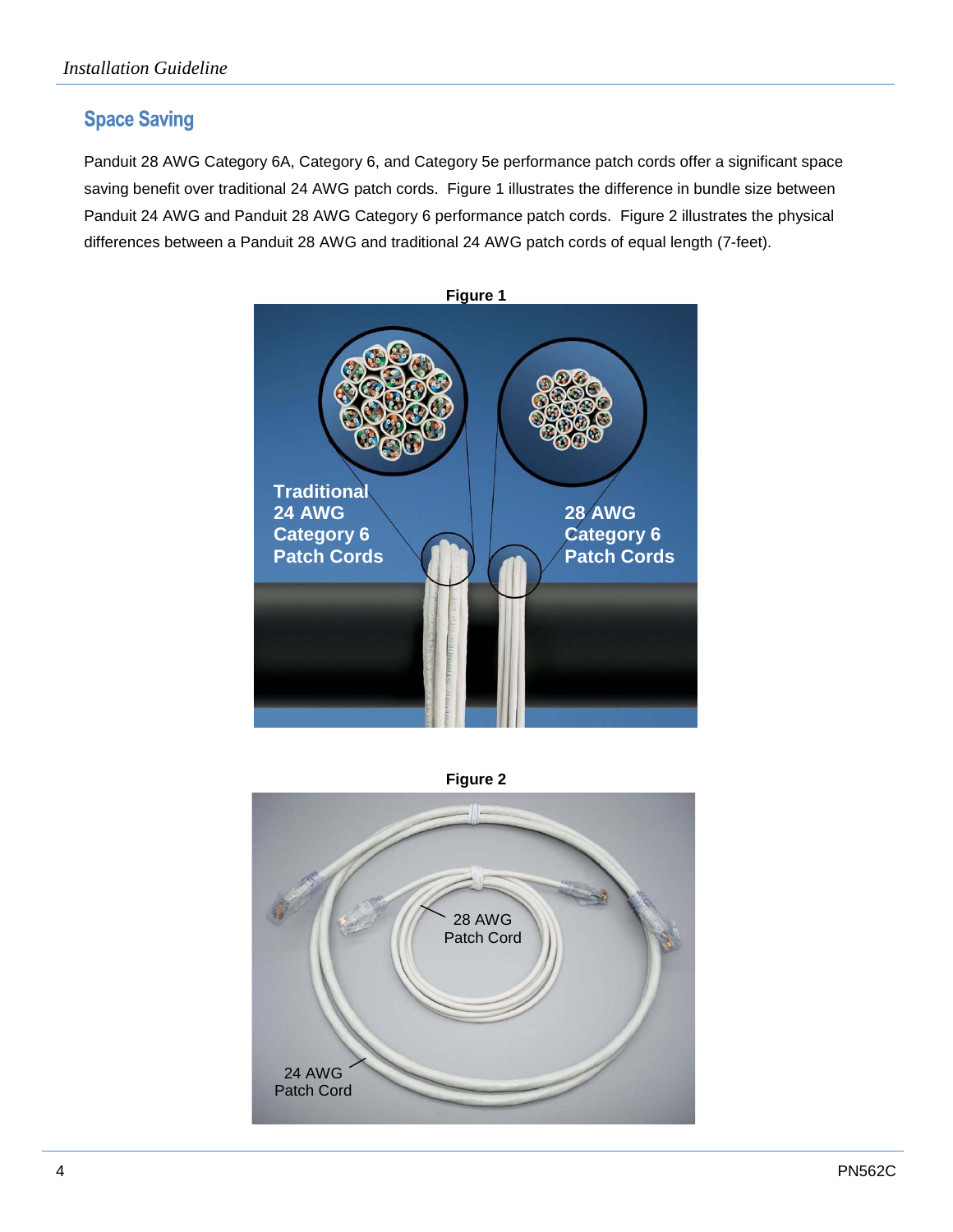## Space Saving

Panduit 28 AWG Category 6A, Category 6, and Category 5e performance patch cords offer a significant space saving benefit over traditional 24 AWG patch cords. Figure 1 illustrates the difference in bundle size between Panduit 24 AWG and Panduit 28 AWG Category 6 performance patch cords. Figure 2 illustrates the physical differences between a Panduit 28 AWG and traditional 24 AWG patch cords of equal length (7-feet).

**Figure 1**

Traditional 24 AWG Category 6 Patch Cords

28 AWG Category 6 Patch Cords

**Figure 2**

28 AWG Patch Cord

24 AWG Patch Cord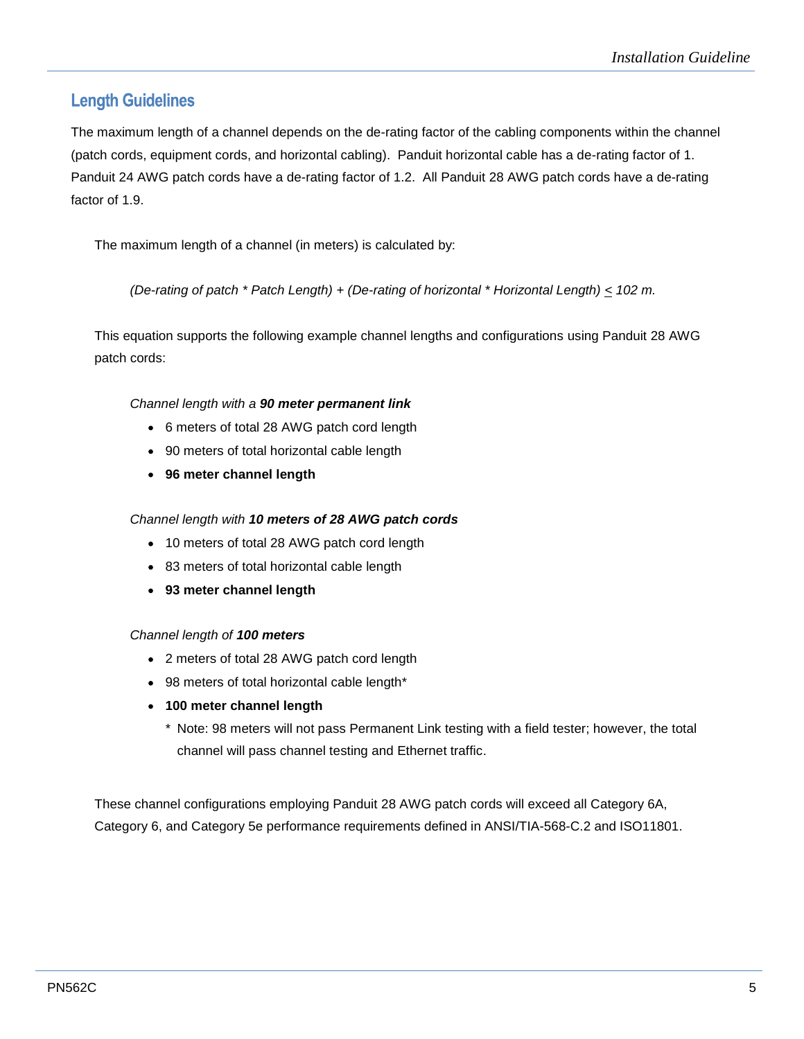## Length Guidelines

The maximum length of a channel depends on the de-rating factor of the cabling components within the channel (patch cords, equipment cords, and horizontal cabling). Panduit horizontal cable has a de-rating factor of 1. Panduit 24 AWG patch cords have a de-rating factor of 1.2. All Panduit 28 AWG patch cords have a de-rating factor of 1.9.

The maximum length of a channel (in meters) is calculated by:

*(De-rating of patch * Patch Length) + (De-rating of horizontal * Horizontal Length) ≤ 102 m.*

This equation supports the following example channel lengths and configurations using Panduit 28 AWG patch cords:

*Channel length with a **90 meter permanent link***

- 6 meters of total 28 AWG patch cord length
- 90 meters of total horizontal cable length
- **96 meter channel length**

*Channel length with **10 meters of 28 AWG patch cords***

- 10 meters of total 28 AWG patch cord length
- 83 meters of total horizontal cable length
- **93 meter channel length**

*Channel length of **100 meters***

- 2 meters of total 28 AWG patch cord length
- 98 meters of total horizontal cable length*
- **100 meter channel length**

  * Note: 98 meters will not pass Permanent Link testing with a field tester; however, the total channel will pass channel testing and Ethernet traffic.

These channel configurations employing Panduit 28 AWG patch cords will exceed all Category 6A, Category 6, and Category 5e performance requirements defined in ANSI/TIA-568-C.2 and ISO11801.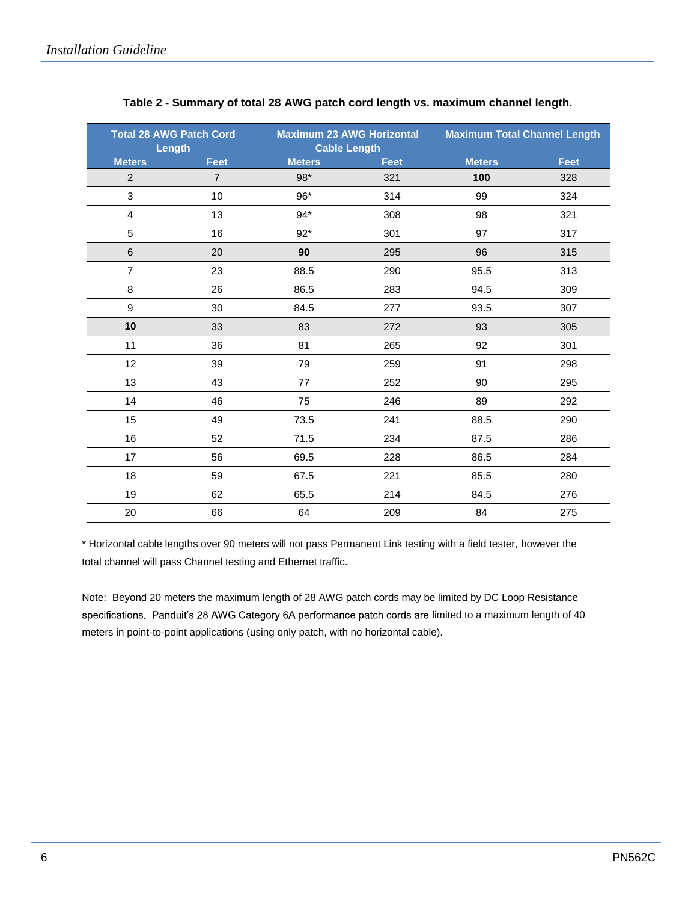**Table 2 - Summary of total 28 AWG patch cord length vs. maximum channel length.**

| Total 28 AWG Patch Cord Length | | Maximum 23 AWG Horizontal Cable Length | | Maximum Total Channel Length | |
|---|---|---|---|---|---|
| Meters | Feet | Meters | Feet | Meters | Feet |
| 2 | 7 | 98* | 321 | **100** | 328 |
| 3 | 10 | 96* | 314 | 99 | 324 |
| 4 | 13 | 94* | 308 | 98 | 321 |
| 5 | 16 | 92* | 301 | 97 | 317 |
| 6 | 20 | **90** | 295 | 96 | 315 |
| 7 | 23 | 88.5 | 290 | 95.5 | 313 |
| 8 | 26 | 86.5 | 283 | 94.5 | 309 |
| 9 | 30 | 84.5 | 277 | 93.5 | 307 |
| **10** | 33 | 83 | 272 | 93 | 305 |
| 11 | 36 | 81 | 265 | 92 | 301 |
| 12 | 39 | 79 | 259 | 91 | 298 |
| 13 | 43 | 77 | 252 | 90 | 295 |
| 14 | 46 | 75 | 246 | 89 | 292 |
| 15 | 49 | 73.5 | 241 | 88.5 | 290 |
| 16 | 52 | 71.5 | 234 | 87.5 | 286 |
| 17 | 56 | 69.5 | 228 | 86.5 | 284 |
| 18 | 59 | 67.5 | 221 | 85.5 | 280 |
| 19 | 62 | 65.5 | 214 | 84.5 | 276 |
| 20 | 66 | 64 | 209 | 84 | 275 |

* Horizontal cable lengths over 90 meters will not pass Permanent Link testing with a field tester, however the total channel will pass Channel testing and Ethernet traffic.

Note: Beyond 20 meters the maximum length of 28 AWG patch cords may be limited by DC Loop Resistance specifications. Panduit's 28 AWG Category 6A performance patch cords are limited to a maximum length of 40 meters in point-to-point applications (using only patch, with no horizontal cable).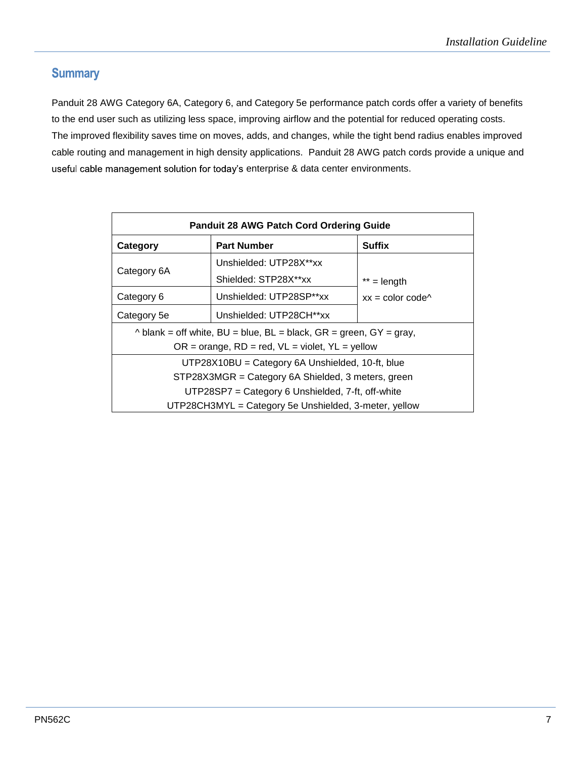## Summary

Panduit 28 AWG Category 6A, Category 6, and Category 5e performance patch cords offer a variety of benefits to the end user such as utilizing less space, improving airflow and the potential for reduced operating costs. The improved flexibility saves time on moves, adds, and changes, while the tight bend radius enables improved cable routing and management in high density applications. Panduit 28 AWG patch cords provide a unique and useful cable management solution for today's enterprise & data center environments.

| Panduit 28 AWG Patch Cord Ordering Guide | | |
|---|---|---|
| **Category** | **Part Number** | **Suffix** |
| Category 6A | Unshielded: UTP28X**xx<br>Shielded: STP28X**xx | ** = length<br>xx = color code^ |
| Category 6 | Unshielded: UTP28SP**xx | |
| Category 5e | Unshielded: UTP28CH**xx | |
| ^ blank = off white, BU = blue, BL = black, GR = green, GY = gray, OR = orange, RD = red, VL = violet, YL = yellow | | |
| UTP28X10BU = Category 6A Unshielded, 10-ft, blue<br>STP28X3MGR = Category 6A Shielded, 3 meters, green<br>UTP28SP7 = Category 6 Unshielded, 7-ft, off-white<br>UTP28CH3MYL = Category 5e Unshielded, 3-meter, yellow | | |